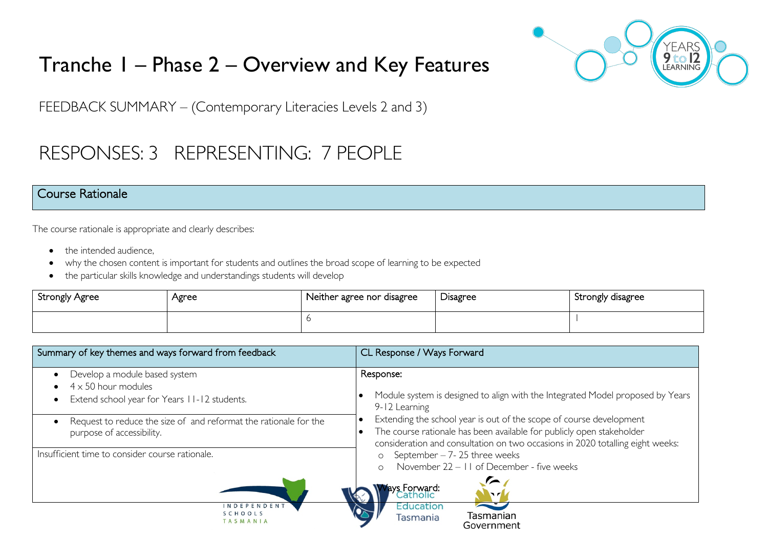# Tranche 1 – Phase 2 – Overview and Key Features

FEEDBACK SUMMARY – (Contemporary Literacies Levels 2 and 3)

## RESPONSES: 3 REPRESENTING: 7 PEOPLE

### Course Rationale

The course rationale is appropriate and clearly describes:

- the intended audience,
- why the chosen content is important for students and outlines the broad scope of learning to be expected
- the particular skills knowledge and understandings students will develop

| Strongly Agree | Agree | Neither agree nor disagree | Disagree | Strongly disagree |
|---|---|---|---|---|
| | | 6 | | 1 |

| Summary of key themes and ways forward from feedback | CL Response / Ways Forward |
|---|---|
| • Develop a module based system<br>• 4 x 50 hour modules<br>• Extend school year for Years 11-12 students. | Response:<br>• Module system is designed to align with the Integrated Model proposed by Years 9-12 Learning<br>• Extending the school year is out of the scope of course development<br>• The course rationale has been available for publicly open stakeholder consideration and consultation on two occasions in 2020 totalling eight weeks:<br>  ○ September – 7- 25 three weeks<br>  ○ November 22 – 11 of December - five weeks<br><br>Ways Forward: |
| • Request to reduce the size of and reformat the rationale for the purpose of accessibility. | |
| Insufficient time to consider course rationale. | |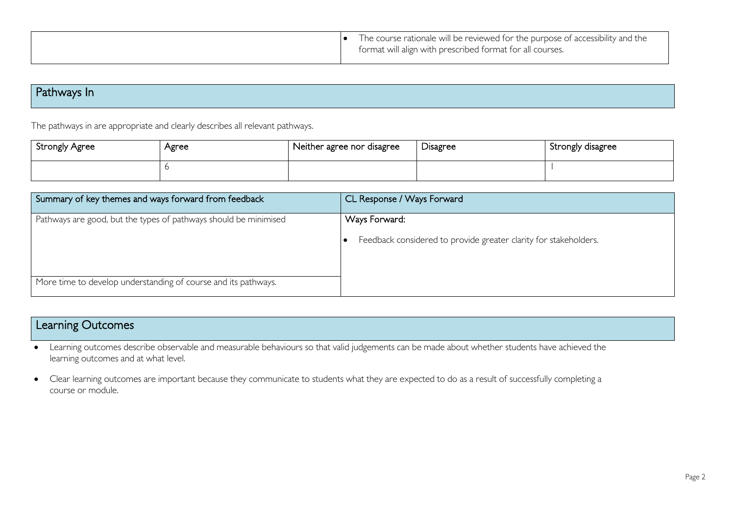| | • The course rationale will be reviewed for the purpose of accessibility and the format will align with prescribed format for all courses. |
|---|---|

## Pathways In

The pathways in are appropriate and clearly describes all relevant pathways.

| Strongly Agree | Agree | Neither agree nor disagree | Disagree | Strongly disagree |
|---|---|---|---|---|
| | 6 | | | 1 |

| Summary of key themes and ways forward from feedback | CL Response / Ways Forward |
|---|---|
| Pathways are good, but the types of pathways should be minimised | Ways Forward:<br>• Feedback considered to provide greater clarity for stakeholders. |
| More time to develop understanding of course and its pathways. | |

## Learning Outcomes

- Learning outcomes describe observable and measurable behaviours so that valid judgements can be made about whether students have achieved the learning outcomes and at what level.
- Clear learning outcomes are important because they communicate to students what they are expected to do as a result of successfully completing a course or module.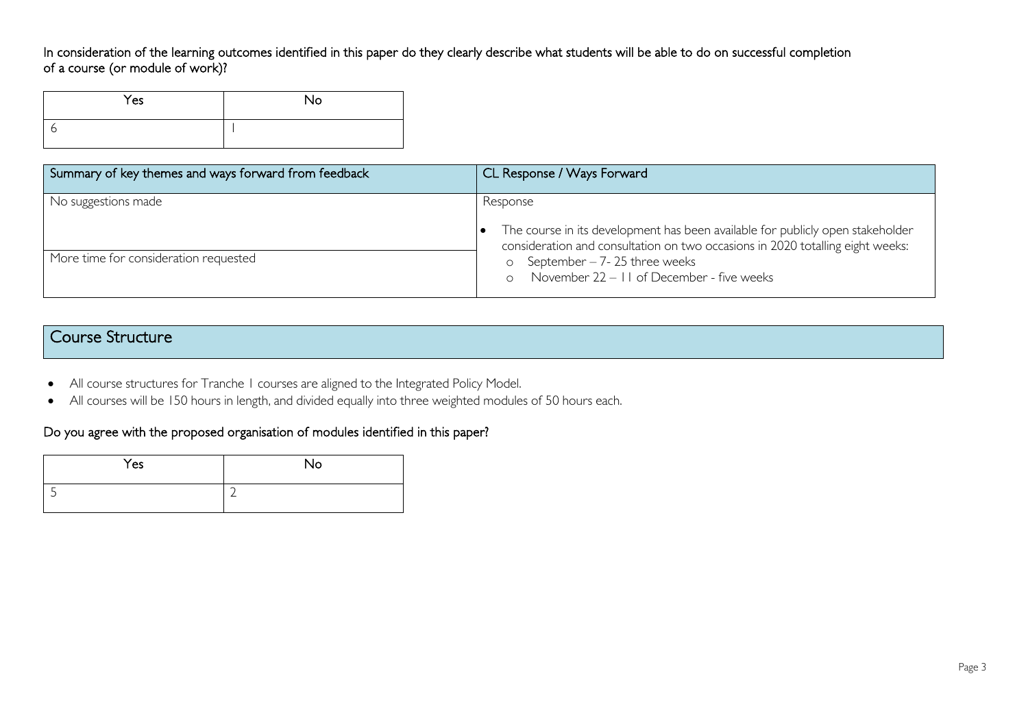In consideration of the learning outcomes identified in this paper do they clearly describe what students will be able to do on successful completion of a course (or module of work)?

| Yes | No |
|---|---|
| 6 | 1 |

| Summary of key themes and ways forward from feedback | CL Response / Ways Forward |
|---|---|
| No suggestions made | Response<br><br>- The course in its development has been available for publicly open stakeholder consideration and consultation on two occasions in 2020 totalling eight weeks:<br>  - September – 7- 25 three weeks<br>  - November 22 – 11 of December - five weeks |
| More time for consideration requested | |

## Course Structure

- All course structures for Tranche 1 courses are aligned to the Integrated Policy Model.
- All courses will be 150 hours in length, and divided equally into three weighted modules of 50 hours each.

Do you agree with the proposed organisation of modules identified in this paper?

| Yes | No |
|---|---|
| 5 | 2 |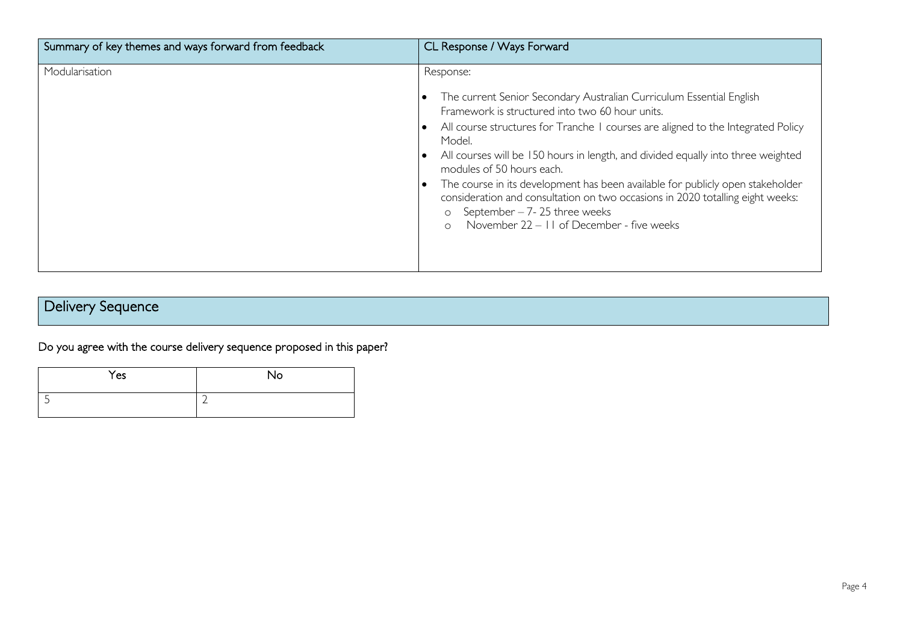| Summary of key themes and ways forward from feedback | CL Response / Ways Forward |
|---|---|
| Modularisation | Response:<br><br>• The current Senior Secondary Australian Curriculum Essential English Framework is structured into two 60 hour units.<br>• All course structures for Tranche 1 courses are aligned to the Integrated Policy Model.<br>• All courses will be 150 hours in length, and divided equally into three weighted modules of 50 hours each.<br>• The course in its development has been available for publicly open stakeholder consideration and consultation on two occasions in 2020 totalling eight weeks:<br>  o September – 7- 25 three weeks<br>  o November 22 – 11 of December - five weeks |

## Delivery Sequence

Do you agree with the course delivery sequence proposed in this paper?

| Yes | No |
|---|---|
| 5 | 2 |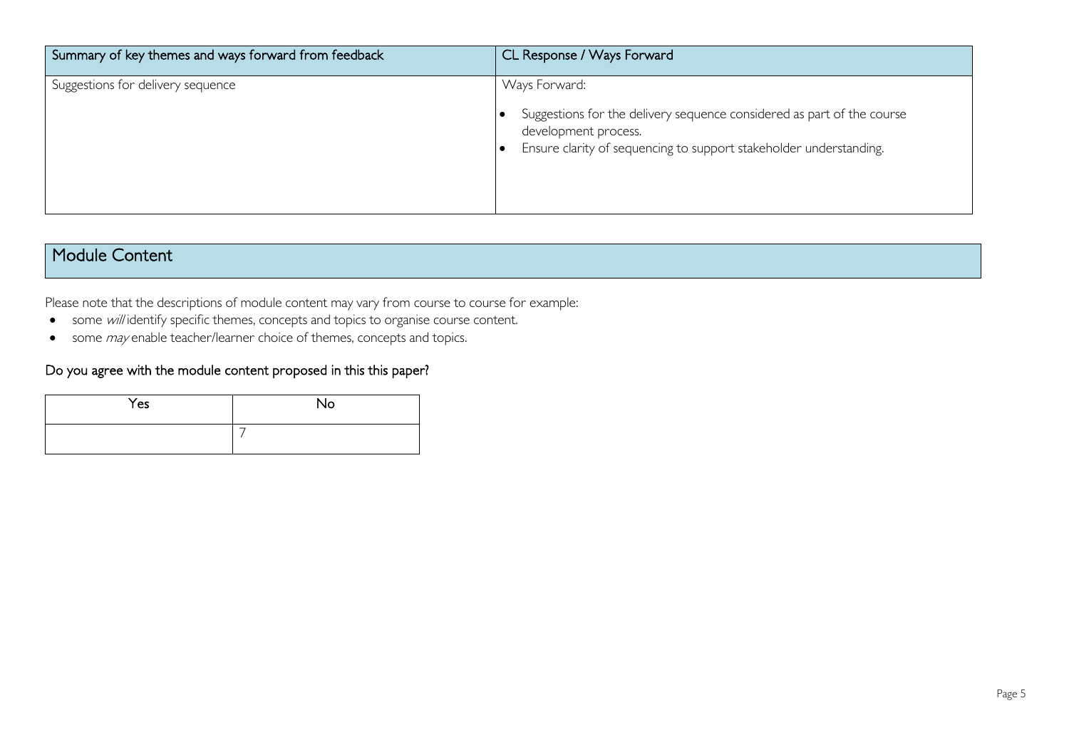| Summary of key themes and ways forward from feedback | CL Response / Ways Forward |
| --- | --- |
| Suggestions for delivery sequence | Ways Forward:<br>• Suggestions for the delivery sequence considered as part of the course development process.<br>• Ensure clarity of sequencing to support stakeholder understanding. |

## Module Content

Please note that the descriptions of module content may vary from course to course for example:

- some *will* identify specific themes, concepts and topics to organise course content.
- some *may* enable teacher/learner choice of themes, concepts and topics.

### Do you agree with the module content proposed in this this paper?

| Yes | No |
| --- | --- |
| | 7 |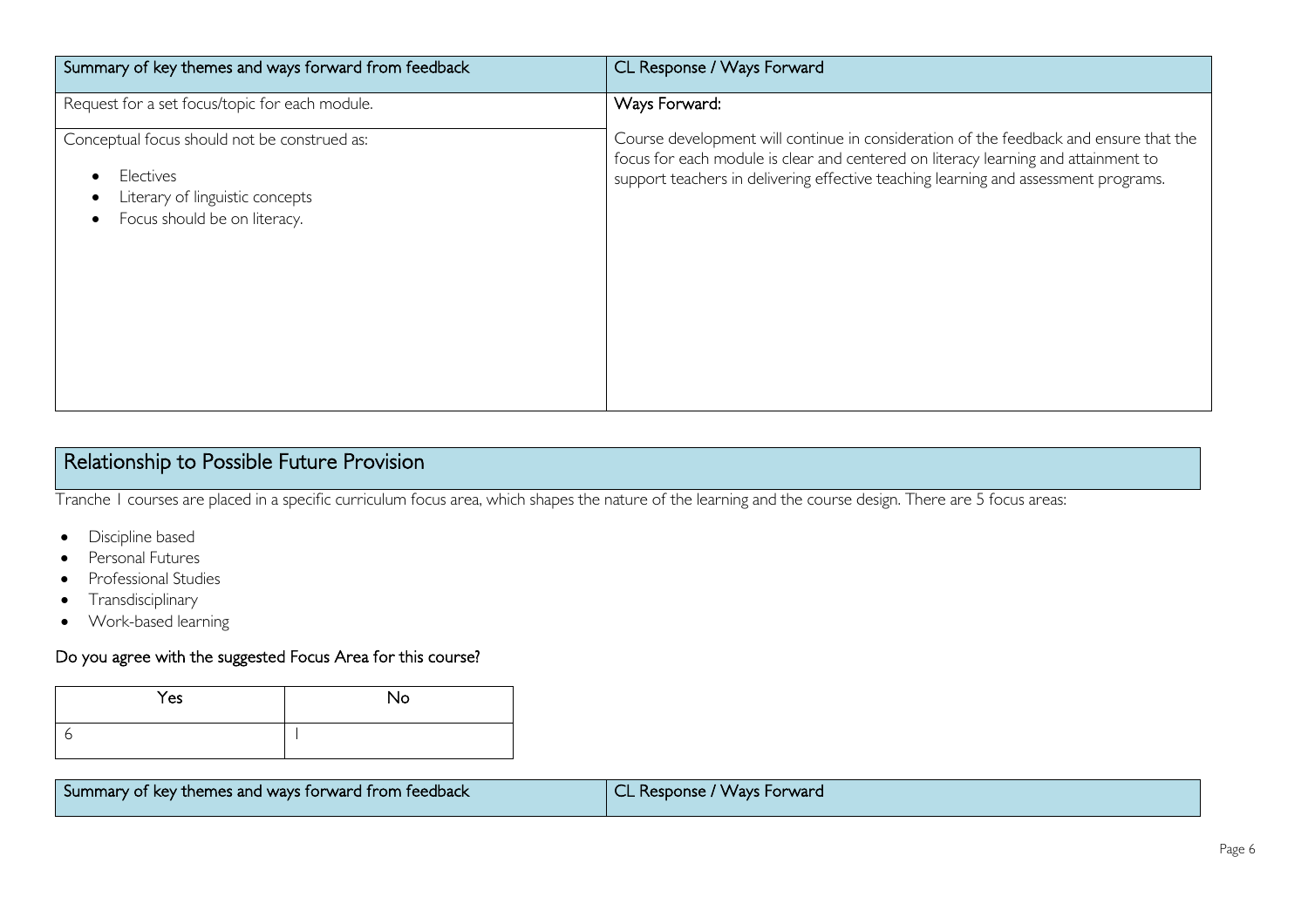| Summary of key themes and ways forward from feedback | CL Response / Ways Forward |
|---|---|
| Request for a set focus/topic for each module.<br><br>Conceptual focus should not be construed as:<br>• Electives<br>• Literary of linguistic concepts<br>• Focus should be on literacy. | Ways Forward:<br><br>Course development will continue in consideration of the feedback and ensure that the focus for each module is clear and centered on literacy learning and attainment to support teachers in delivering effective teaching learning and assessment programs. |

## Relationship to Possible Future Provision

Tranche 1 courses are placed in a specific curriculum focus area, which shapes the nature of the learning and the course design. There are 5 focus areas:

- Discipline based
- Personal Futures
- Professional Studies
- Transdisciplinary
- Work-based learning

### Do you agree with the suggested Focus Area for this course?

| Yes | No |
|---|---|
| 6 | 1 |

| Summary of key themes and ways forward from feedback | CL Response / Ways Forward |
|---|---|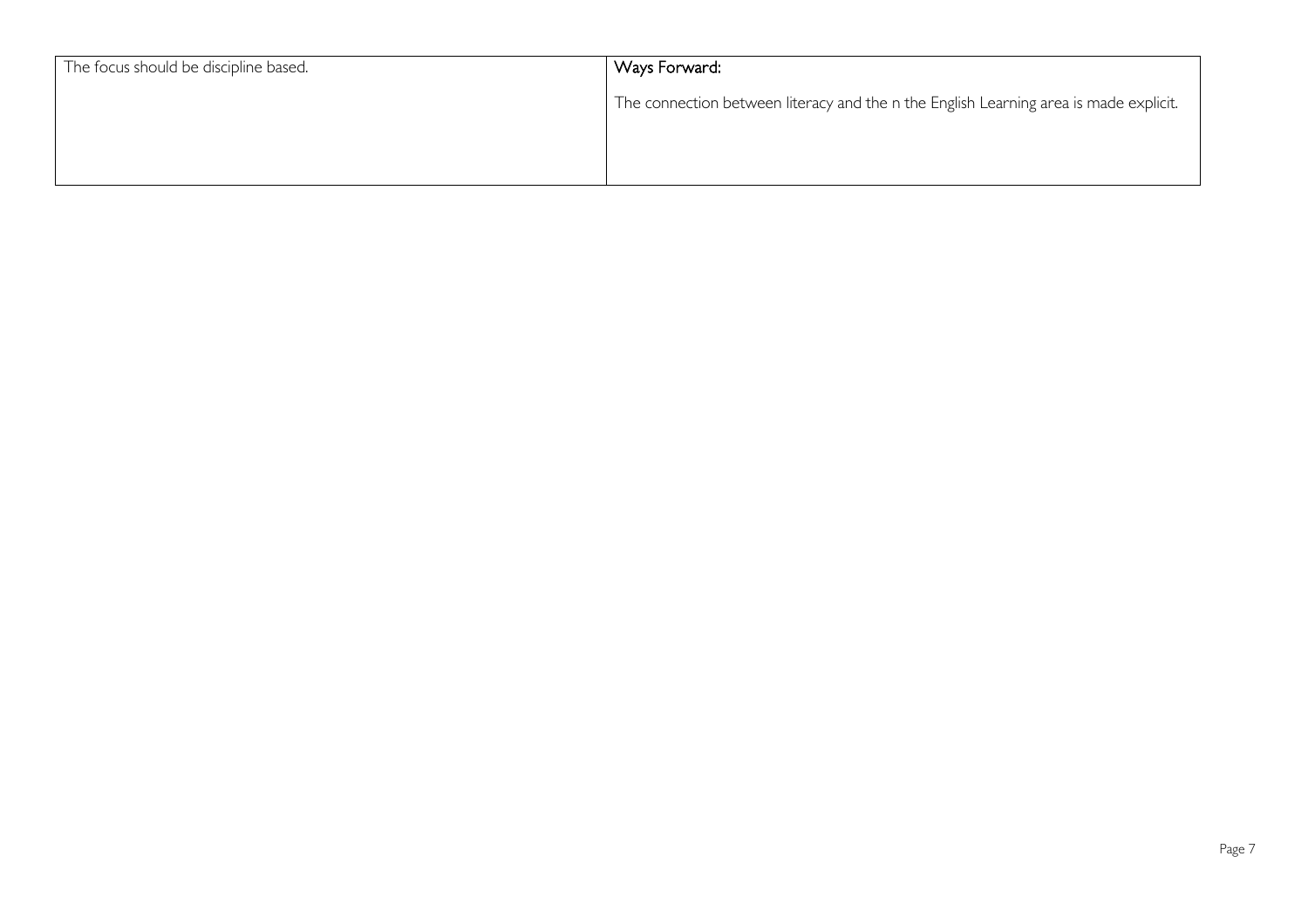| | |
|---|---|
| The focus should be discipline based. | **Ways Forward:**<br><br>The connection between literacy and the n the English Learning area is made explicit. |